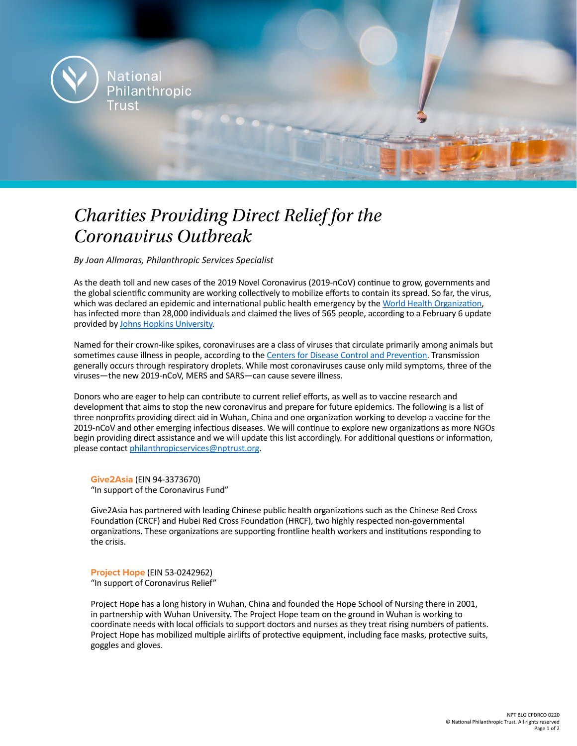National Philanthropic Trust

# *Charities Providing Direct Relief for the Coronavirus Outbreak*

*By Joan Allmaras, Philanthropic Services Specialist*

As the death toll and new cases of the 2019 Novel Coronavirus (2019-nCoV) continue to grow, governments and the global scientific community are working collectively to mobilize efforts to contain its spread. So far, the virus, which was declared an epidemic and international public health emergency by the [World Health Organization](), has infected more than 28,000 individuals and claimed the lives of 565 people, according to a February 6 update provided by [Johns Hopkins University]().

Named for their crown-like spikes, coronaviruses are a class of viruses that circulate primarily among animals but sometimes cause illness in people, according to the [Centers for Disease Control and Prevention](). Transmission generally occurs through respiratory droplets. While most coronaviruses cause only mild symptoms, three of the viruses—the new 2019-nCoV, MERS and SARS—can cause severe illness.

Donors who are eager to help can contribute to current relief efforts, as well as to vaccine research and development that aims to stop the new coronavirus and prepare for future epidemics. The following is a list of three nonprofits providing direct aid in Wuhan, China and one organization working to develop a vaccine for the 2019-nCoV and other emerging infectious diseases. We will continue to explore new organizations as more NGOs begin providing direct assistance and we will update this list accordingly. For additional questions or information, please contact [philanthropicservices@nptrust.org](mailto:philanthropicservices@nptrust.org).

**Give2Asia** (EIN 94-3373670)
"In support of the Coronavirus Fund"

Give2Asia has partnered with leading Chinese public health organizations such as the Chinese Red Cross Foundation (CRCF) and Hubei Red Cross Foundation (HRCF), two highly respected non-governmental organizations. These organizations are supporting frontline health workers and institutions responding to the crisis.

**Project Hope** (EIN 53-0242962)
"In support of Coronavirus Relief"

Project Hope has a long history in Wuhan, China and founded the Hope School of Nursing there in 2001, in partnership with Wuhan University. The Project Hope team on the ground in Wuhan is working to coordinate needs with local officials to support doctors and nurses as they treat rising numbers of patients. Project Hope has mobilized multiple airlifts of protective equipment, including face masks, protective suits, goggles and gloves.

NPT BLG CPDRCO 0220
© National Philanthropic Trust. All rights reserved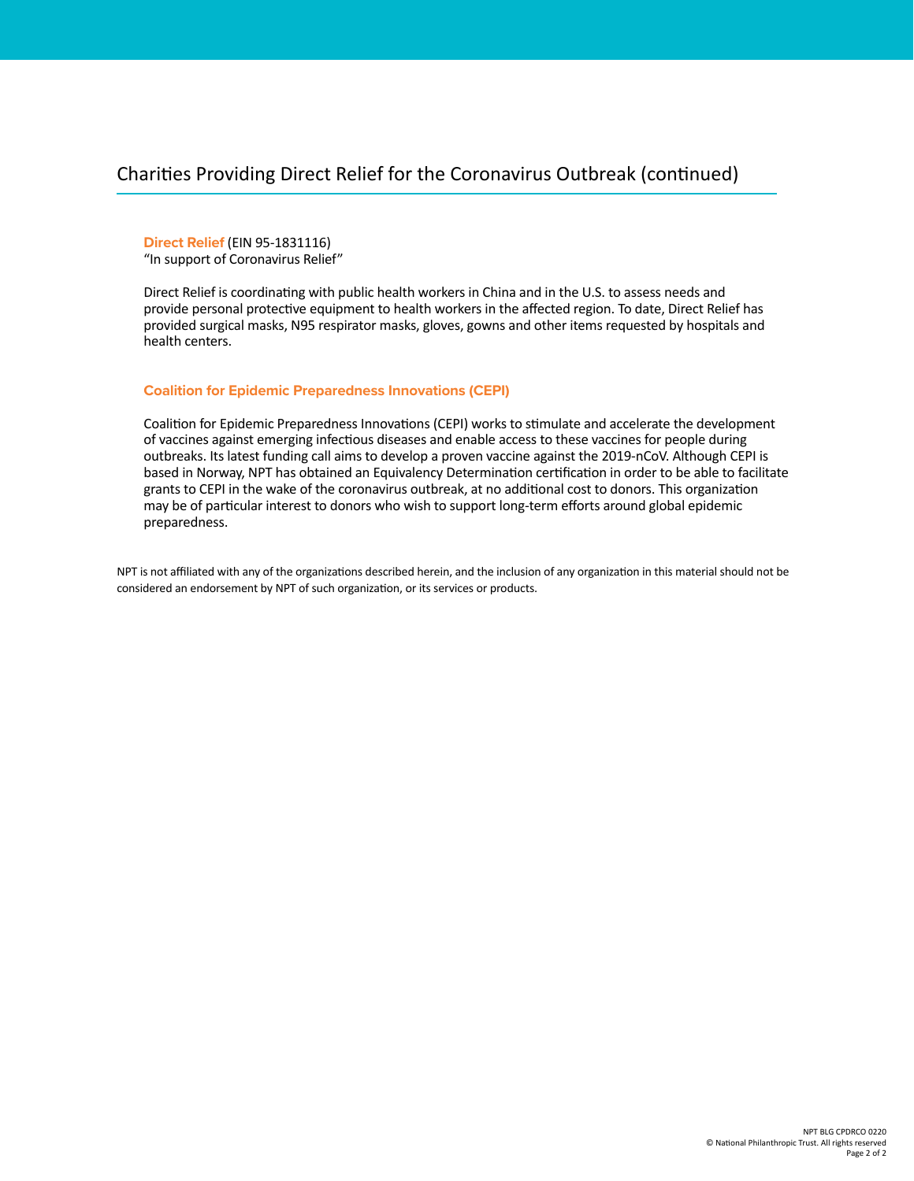## Charities Providing Direct Relief for the Coronavirus Outbreak (continued)

**Direct Relief** (EIN 95-1831116)
"In support of Coronavirus Relief"

Direct Relief is coordinating with public health workers in China and in the U.S. to assess needs and provide personal protective equipment to health workers in the affected region. To date, Direct Relief has provided surgical masks, N95 respirator masks, gloves, gowns and other items requested by hospitals and health centers.

**Coalition for Epidemic Preparedness Innovations (CEPI)**

Coalition for Epidemic Preparedness Innovations (CEPI) works to stimulate and accelerate the development of vaccines against emerging infectious diseases and enable access to these vaccines for people during outbreaks. Its latest funding call aims to develop a proven vaccine against the 2019-nCoV. Although CEPI is based in Norway, NPT has obtained an Equivalency Determination certification in order to be able to facilitate grants to CEPI in the wake of the coronavirus outbreak, at no additional cost to donors. This organization may be of particular interest to donors who wish to support long-term efforts around global epidemic preparedness.

NPT is not affiliated with any of the organizations described herein, and the inclusion of any organization in this material should not be considered an endorsement by NPT of such organization, or its services or products.

NPT BLG CPDRCO 0220
© National Philanthropic Trust. All rights reserved